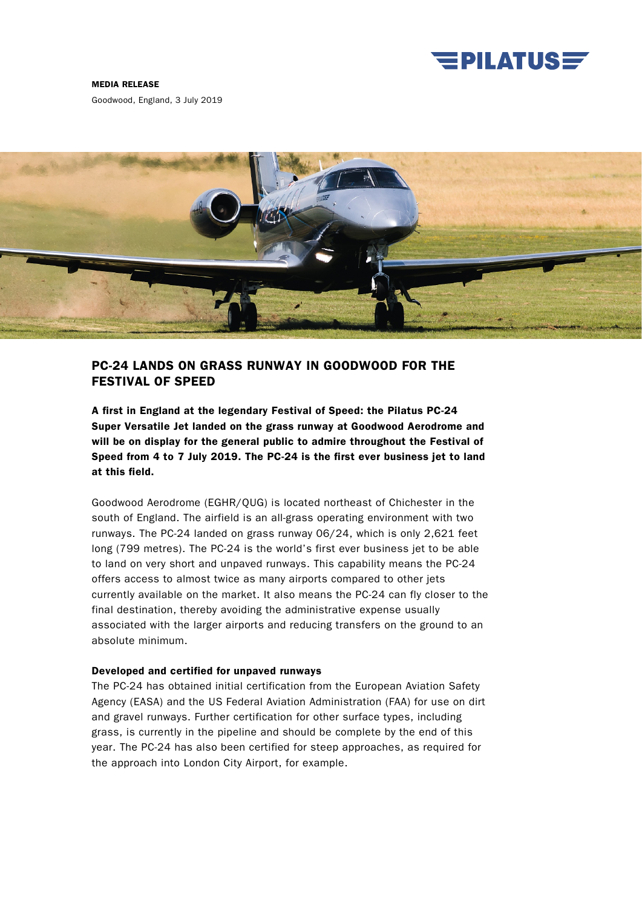**MEDIA RELEASE**

Goodwood, England, 3 July 2019

# PC-24 LANDS ON GRASS RUNWAY IN GOODWOOD FOR THE FESTIVAL OF SPEED

**A first in England at the legendary Festival of Speed: the Pilatus PC-24 Super Versatile Jet landed on the grass runway at Goodwood Aerodrome and will be on display for the general public to admire throughout the Festival of Speed from 4 to 7 July 2019. The PC-24 is the first ever business jet to land at this field.**

Goodwood Aerodrome (EGHR/QUG) is located northeast of Chichester in the south of England. The airfield is an all-grass operating environment with two runways. The PC-24 landed on grass runway 06/24, which is only 2,621 feet long (799 metres). The PC-24 is the world's first ever business jet to be able to land on very short and unpaved runways. This capability means the PC-24 offers access to almost twice as many airports compared to other jets currently available on the market. It also means the PC-24 can fly closer to the final destination, thereby avoiding the administrative expense usually associated with the larger airports and reducing transfers on the ground to an absolute minimum.

### Developed and certified for unpaved runways

The PC-24 has obtained initial certification from the European Aviation Safety Agency (EASA) and the US Federal Aviation Administration (FAA) for use on dirt and gravel runways. Further certification for other surface types, including grass, is currently in the pipeline and should be complete by the end of this year. The PC-24 has also been certified for steep approaches, as required for the approach into London City Airport, for example.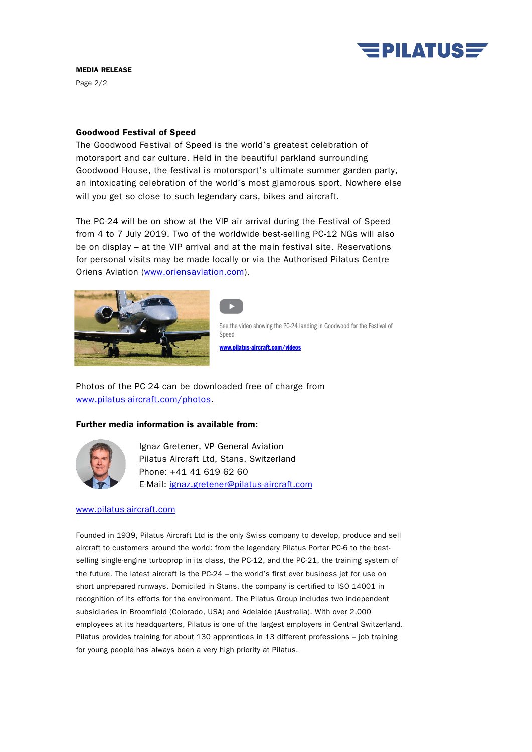**MEDIA RELEASE**

### Goodwood Festival of Speed

The Goodwood Festival of Speed is the world's greatest celebration of motorsport and car culture. Held in the beautiful parkland surrounding Goodwood House, the festival is motorsport's ultimate summer garden party, an intoxicating celebration of the world's most glamorous sport. Nowhere else will you get so close to such legendary cars, bikes and aircraft.

The PC-24 will be on show at the VIP air arrival during the Festival of Speed from 4 to 7 July 2019. Two of the worldwide best-selling PC-12 NGs will also be on display – at the VIP arrival and at the main festival site. Reservations for personal visits may be made locally or via the Authorised Pilatus Centre Oriens Aviation (www.oriensaviation.com).

See the video showing the PC-24 landing in Goodwood for the Festival of Speed

www.pilatus-aircraft.com/videos

Photos of the PC-24 can be downloaded free of charge from www.pilatus-aircraft.com/photos.

**Further media information is available from:**

Ignaz Gretener, VP General Aviation
Pilatus Aircraft Ltd, Stans, Switzerland
Phone: +41 41 619 62 60
E-Mail: ignaz.gretener@pilatus-aircraft.com

www.pilatus-aircraft.com

Founded in 1939, Pilatus Aircraft Ltd is the only Swiss company to develop, produce and sell aircraft to customers around the world: from the legendary Pilatus Porter PC-6 to the best-selling single-engine turboprop in its class, the PC-12, and the PC-21, the training system of the future. The latest aircraft is the PC-24 – the world's first ever business jet for use on short unprepared runways. Domiciled in Stans, the company is certified to ISO 14001 in recognition of its efforts for the environment. The Pilatus Group includes two independent subsidiaries in Broomfield (Colorado, USA) and Adelaide (Australia). With over 2,000 employees at its headquarters, Pilatus is one of the largest employers in Central Switzerland. Pilatus provides training for about 130 apprentices in 13 different professions – job training for young people has always been a very high priority at Pilatus.